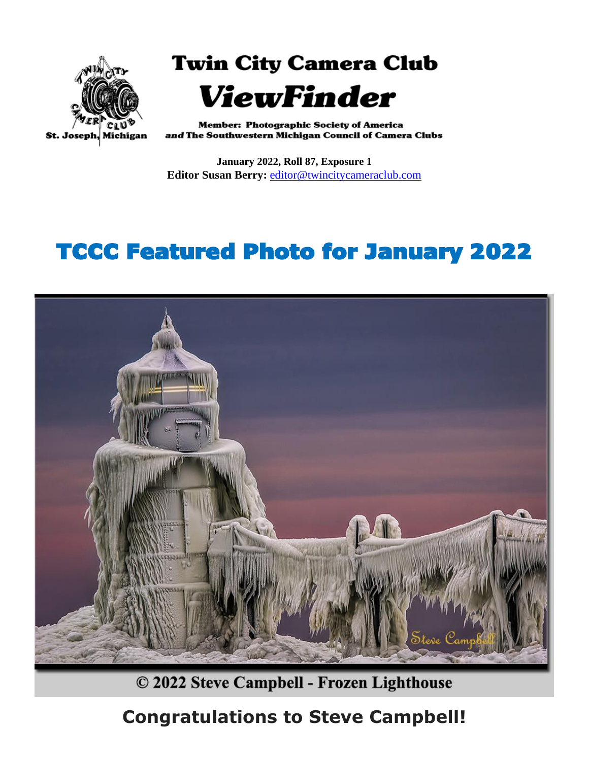St. Joseph, Michigan

# Twin City Camera Club

# *ViewFinder*

**Member: Photographic Society of America**
***and* The Southwestern Michigan Council of Camera Clubs**

**January 2022, Roll 87, Exposure 1**
**Editor Susan Berry:** editor@twincitycameraclub.com

# TCCC Featured Photo for January 2022

© 2022 Steve Campbell - Frozen Lighthouse

## Congratulations to Steve Campbell!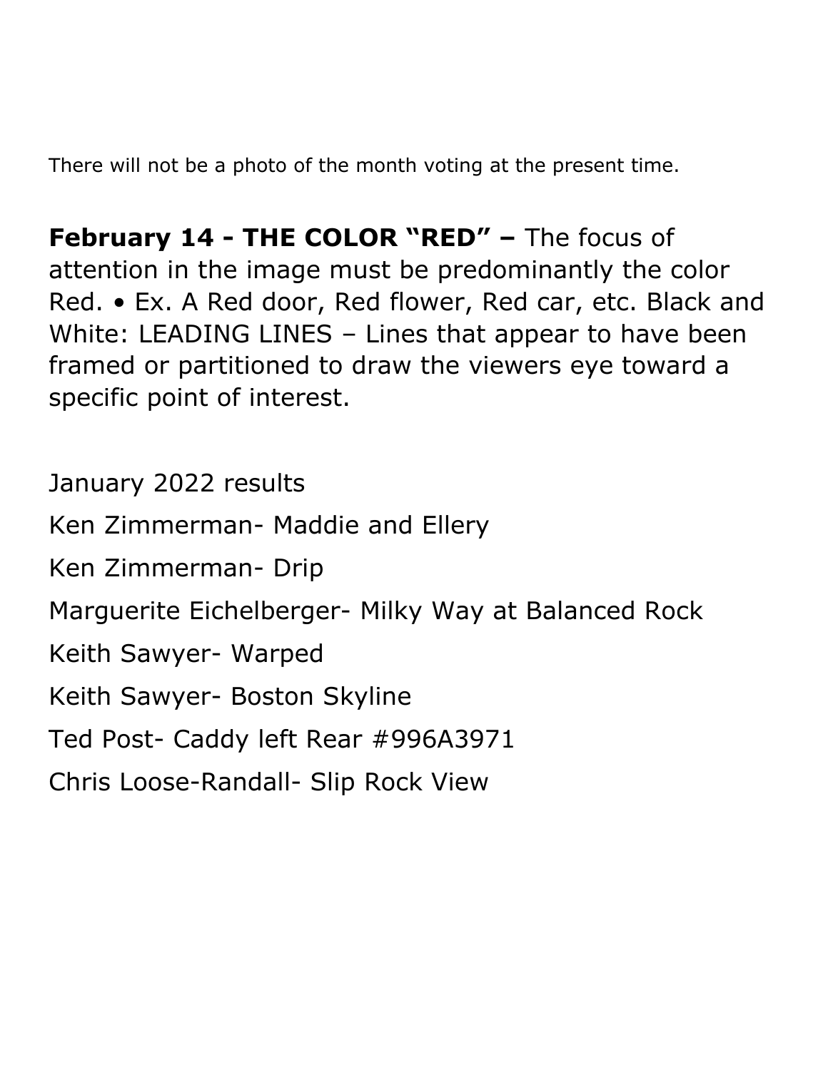There will not be a photo of the month voting at the present time.

**February 14 - THE COLOR "RED" –** The focus of attention in the image must be predominantly the color Red. • Ex. A Red door, Red flower, Red car, etc. Black and White: LEADING LINES – Lines that appear to have been framed or partitioned to draw the viewers eye toward a specific point of interest.

January 2022 results

Ken Zimmerman- Maddie and Ellery

Ken Zimmerman- Drip

Marguerite Eichelberger- Milky Way at Balanced Rock

Keith Sawyer- Warped

Keith Sawyer- Boston Skyline

Ted Post- Caddy left Rear #996A3971

Chris Loose-Randall- Slip Rock View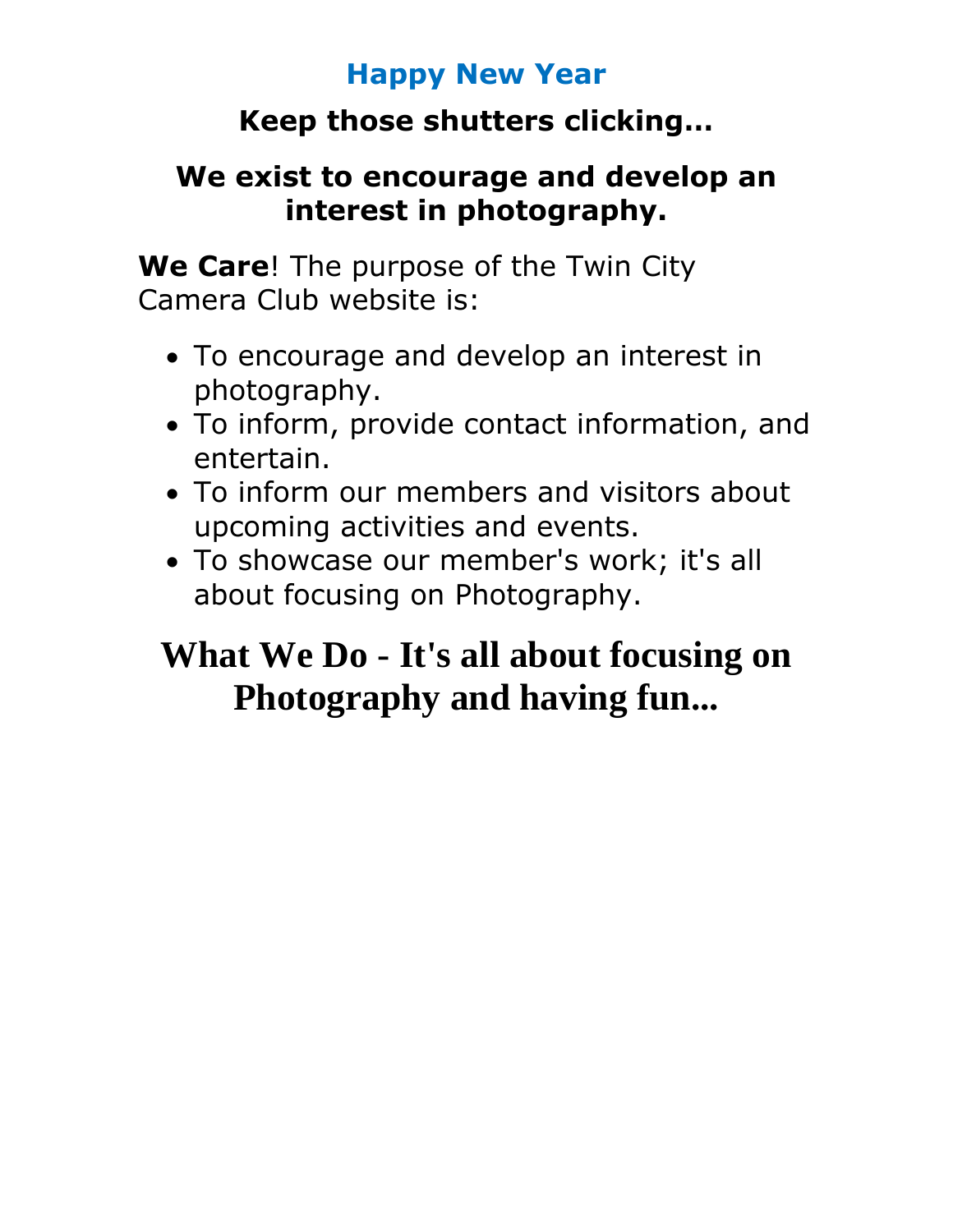## Happy New Year

### Keep those shutters clicking...

### We exist to encourage and develop an interest in photography.

**We Care**! The purpose of the Twin City Camera Club website is:

- To encourage and develop an interest in photography.
- To inform, provide contact information, and entertain.
- To inform our members and visitors about upcoming activities and events.
- To showcase our member's work; it's all about focusing on Photography.

# What We Do - It's all about focusing on Photography and having fun...